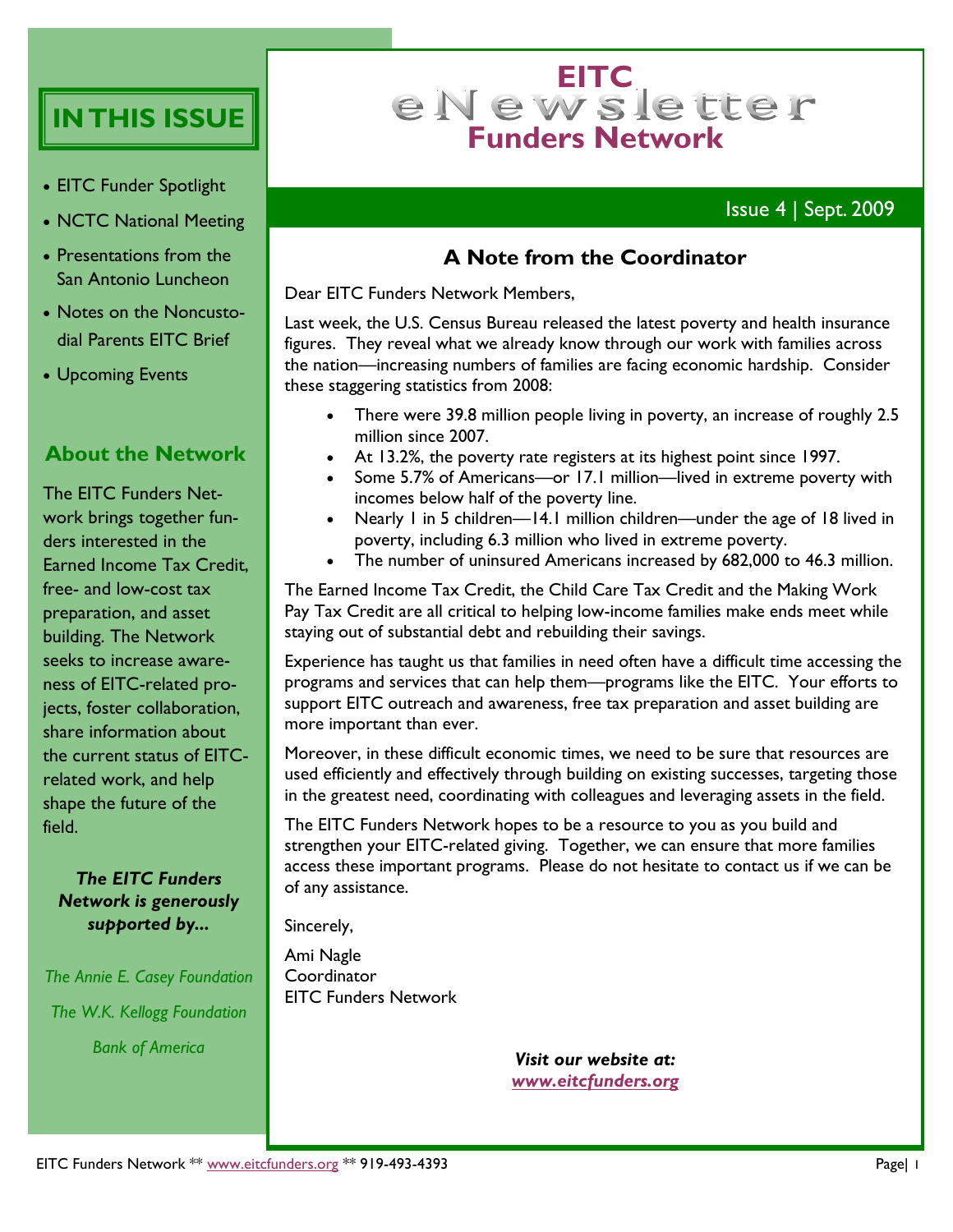# EITC eNewsletter Funders Network

Issue 4 | Sept. 2009

## IN THIS ISSUE

- EITC Funder Spotlight
- NCTC National Meeting
- Presentations from the San Antonio Luncheon
- Notes on the Noncustodial Parents EITC Brief
- Upcoming Events

## About the Network

The EITC Funders Network brings together funders interested in the Earned Income Tax Credit, free- and low-cost tax preparation, and asset building. The Network seeks to increase awareness of EITC-related projects, foster collaboration, share information about the current status of EITC-related work, and help shape the future of the field.

***The EITC Funders Network is generously supported by...***

*The Annie E. Casey Foundation*

*The W.K. Kellogg Foundation*

*Bank of America*

## A Note from the Coordinator

Dear EITC Funders Network Members,

Last week, the U.S. Census Bureau released the latest poverty and health insurance figures. They reveal what we already know through our work with families across the nation—increasing numbers of families are facing economic hardship. Consider these staggering statistics from 2008:

- There were 39.8 million people living in poverty, an increase of roughly 2.5 million since 2007.
- At 13.2%, the poverty rate registers at its highest point since 1997.
- Some 5.7% of Americans—or 17.1 million—lived in extreme poverty with incomes below half of the poverty line.
- Nearly 1 in 5 children—14.1 million children—under the age of 18 lived in poverty, including 6.3 million who lived in extreme poverty.
- The number of uninsured Americans increased by 682,000 to 46.3 million.

The Earned Income Tax Credit, the Child Care Tax Credit and the Making Work Pay Tax Credit are all critical to helping low-income families make ends meet while staying out of substantial debt and rebuilding their savings.

Experience has taught us that families in need often have a difficult time accessing the programs and services that can help them—programs like the EITC. Your efforts to support EITC outreach and awareness, free tax preparation and asset building are more important than ever.

Moreover, in these difficult economic times, we need to be sure that resources are used efficiently and effectively through building on existing successes, targeting those in the greatest need, coordinating with colleagues and leveraging assets in the field.

The EITC Funders Network hopes to be a resource to you as you build and strengthen your EITC-related giving. Together, we can ensure that more families access these important programs. Please do not hesitate to contact us if we can be of any assistance.

Sincerely,

Ami Nagle
Coordinator
EITC Funders Network

***Visit our website at: [www.eitcfunders.org](http://www.eitcfunders.org)***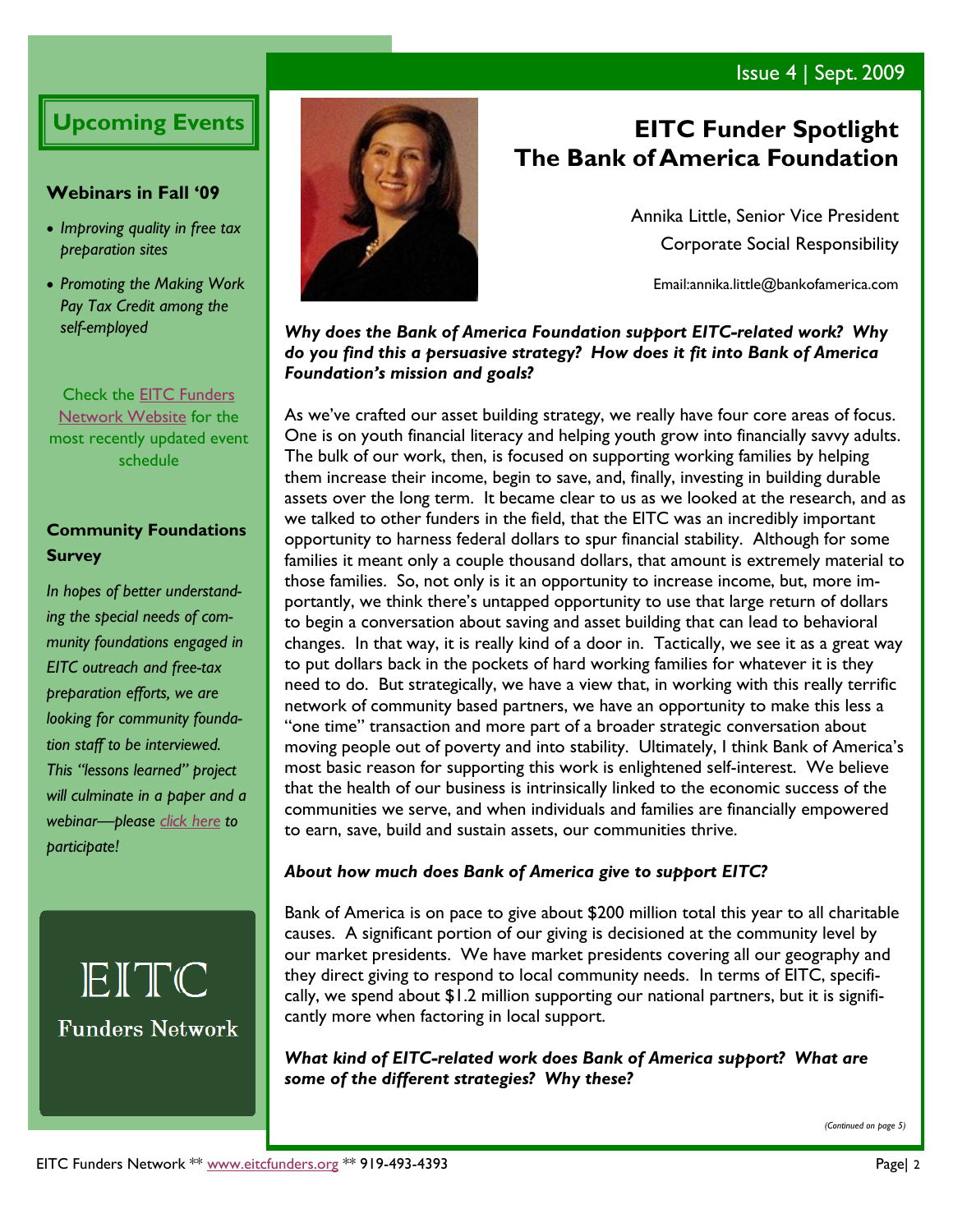## Upcoming Events

### Webinars in Fall '09

- *Improving quality in free tax preparation sites*
- *Promoting the Making Work Pay Tax Credit among the self-employed*

Check the EITC Funders Network Website for the most recently updated event schedule

### Community Foundations Survey

*In hopes of better understanding the special needs of community foundations engaged in EITC outreach and free-tax preparation efforts, we are looking for community foundation staff to be interviewed. This "lessons learned" project will culminate in a paper and a webinar—please click here to participate!*

EITC Funders Network

# EITC Funder Spotlight
# The Bank of America Foundation

Annika Little, Senior Vice President
Corporate Social Responsibility

Email:annika.little@bankofamerica.com

***Why does the Bank of America Foundation support EITC-related work? Why do you find this a persuasive strategy? How does it fit into Bank of America Foundation's mission and goals?***

As we've crafted our asset building strategy, we really have four core areas of focus. One is on youth financial literacy and helping youth grow into financially savvy adults. The bulk of our work, then, is focused on supporting working families by helping them increase their income, begin to save, and, finally, investing in building durable assets over the long term. It became clear to us as we looked at the research, and as we talked to other funders in the field, that the EITC was an incredibly important opportunity to harness federal dollars to spur financial stability. Although for some families it meant only a couple thousand dollars, that amount is extremely material to those families. So, not only is it an opportunity to increase income, but, more importantly, we think there's untapped opportunity to use that large return of dollars to begin a conversation about saving and asset building that can lead to behavioral changes. In that way, it is really kind of a door in. Tactically, we see it as a great way to put dollars back in the pockets of hard working families for whatever it is they need to do. But strategically, we have a view that, in working with this really terrific network of community based partners, we have an opportunity to make this less a "one time" transaction and more part of a broader strategic conversation about moving people out of poverty and into stability. Ultimately, I think Bank of America's most basic reason for supporting this work is enlightened self-interest. We believe that the health of our business is intrinsically linked to the economic success of the communities we serve, and when individuals and families are financially empowered to earn, save, build and sustain assets, our communities thrive.

***About how much does Bank of America give to support EITC?***

Bank of America is on pace to give about $200 million total this year to all charitable causes. A significant portion of our giving is decisioned at the community level by our market presidents. We have market presidents covering all our geography and they direct giving to respond to local community needs. In terms of EITC, specifically, we spend about $1.2 million supporting our national partners, but it is significantly more when factoring in local support.

***What kind of EITC-related work does Bank of America support? What are some of the different strategies? Why these?***

*(Continued on page 5)*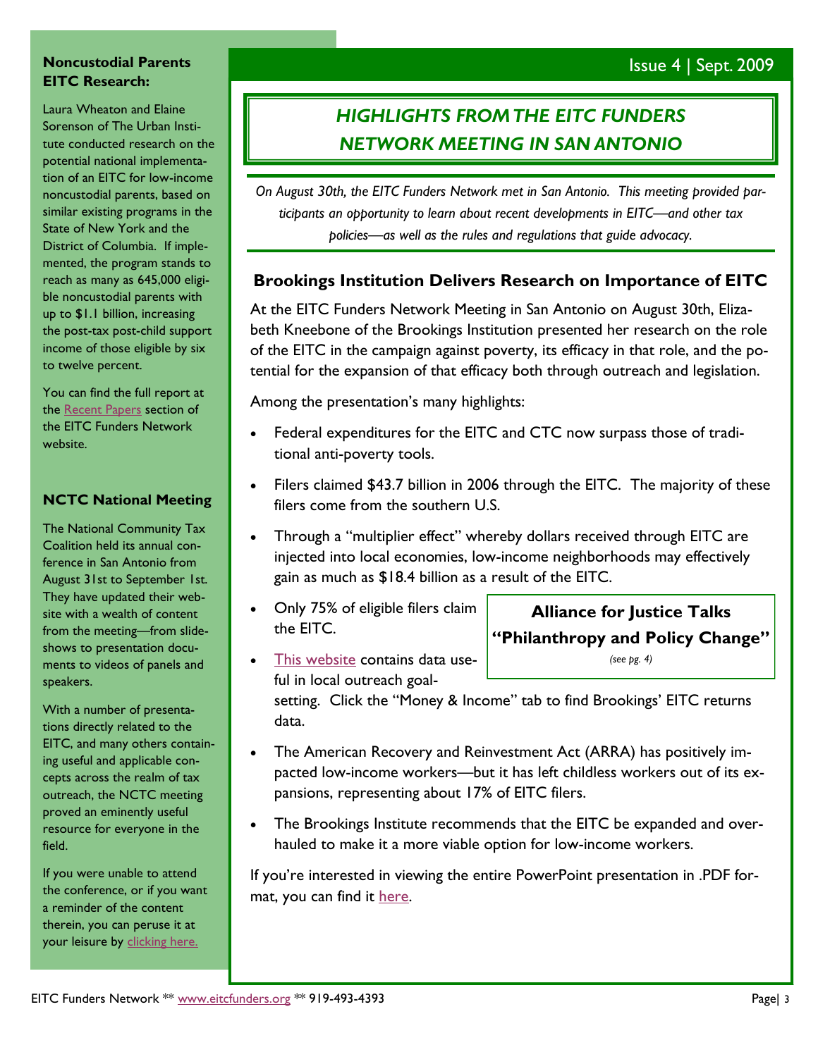## Noncustodial Parents EITC Research:

Laura Wheaton and Elaine Sorenson of The Urban Institute conducted research on the potential national implementation of an EITC for low-income noncustodial parents, based on similar existing programs in the State of New York and the District of Columbia. If implemented, the program stands to reach as many as 645,000 eligible noncustodial parents with up to $1.1 billion, increasing the post-tax post-child support income of those eligible by six to twelve percent.

You can find the full report at the Recent Papers section of the EITC Funders Network website.

## NCTC National Meeting

The National Community Tax Coalition held its annual conference in San Antonio from August 31st to September 1st. They have updated their website with a wealth of content from the meeting—from slideshows to presentation documents to videos of panels and speakers.

With a number of presentations directly related to the EITC, and many others containing useful and applicable concepts across the realm of tax outreach, the NCTC meeting proved an eminently useful resource for everyone in the field.

If you were unable to attend the conference, or if you want a reminder of the content therein, you can peruse it at your leisure by clicking here.

# *HIGHLIGHTS FROM THE EITC FUNDERS NETWORK MEETING IN SAN ANTONIO*

*On August 30th, the EITC Funders Network met in San Antonio. This meeting provided participants an opportunity to learn about recent developments in EITC—and other tax policies—as well as the rules and regulations that guide advocacy.*

## Brookings Institution Delivers Research on Importance of EITC

At the EITC Funders Network Meeting in San Antonio on August 30th, Elizabeth Kneebone of the Brookings Institution presented her research on the role of the EITC in the campaign against poverty, its efficacy in that role, and the potential for the expansion of that efficacy both through outreach and legislation.

Among the presentation's many highlights:

- Federal expenditures for the EITC and CTC now surpass those of traditional anti-poverty tools.
- Filers claimed $43.7 billion in 2006 through the EITC. The majority of these filers come from the southern U.S.
- Through a "multiplier effect" whereby dollars received through EITC are injected into local economies, low-income neighborhoods may effectively gain as much as $18.4 billion as a result of the EITC.
- Only 75% of eligible filers claim the EITC.
- This website contains data useful in local outreach goal-setting. Click the "Money & Income" tab to find Brookings' EITC returns data.
- The American Recovery and Reinvestment Act (ARRA) has positively impacted low-income workers—but it has left childless workers out of its expansions, representing about 17% of EITC filers.
- The Brookings Institute recommends that the EITC be expanded and overhauled to make it a more viable option for low-income workers.

If you're interested in viewing the entire PowerPoint presentation in .PDF format, you can find it here.

**Alliance for Justice Talks "Philanthropy and Policy Change"**

*(see pg. 4)*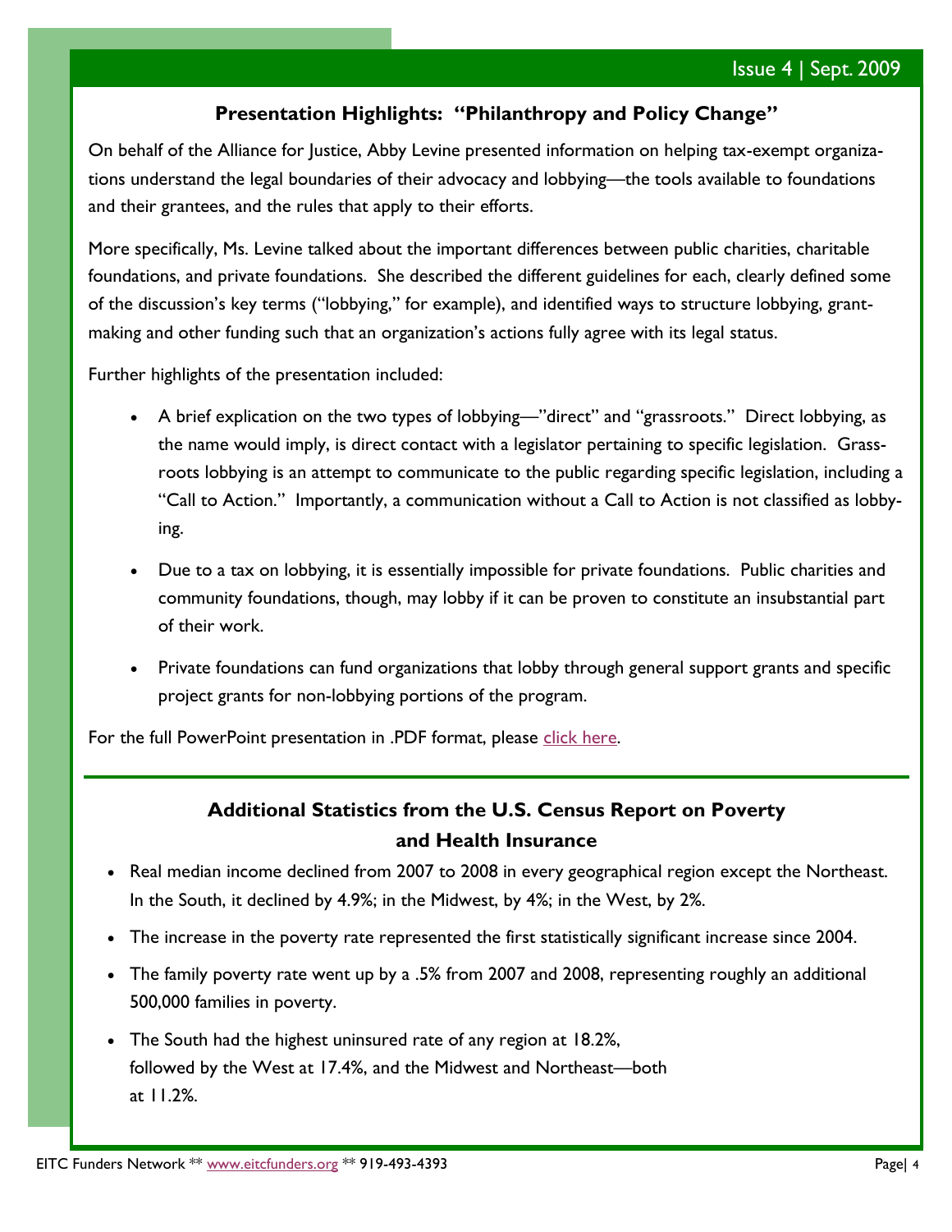## Presentation Highlights: "Philanthropy and Policy Change"

On behalf of the Alliance for Justice, Abby Levine presented information on helping tax-exempt organizations understand the legal boundaries of their advocacy and lobbying—the tools available to foundations and their grantees, and the rules that apply to their efforts.

More specifically, Ms. Levine talked about the important differences between public charities, charitable foundations, and private foundations. She described the different guidelines for each, clearly defined some of the discussion's key terms ("lobbying," for example), and identified ways to structure lobbying, grant-making and other funding such that an organization's actions fully agree with its legal status.

Further highlights of the presentation included:

- A brief explication on the two types of lobbying—"direct" and "grassroots." Direct lobbying, as the name would imply, is direct contact with a legislator pertaining to specific legislation. Grassroots lobbying is an attempt to communicate to the public regarding specific legislation, including a "Call to Action." Importantly, a communication without a Call to Action is not classified as lobbying.
- Due to a tax on lobbying, it is essentially impossible for private foundations. Public charities and community foundations, though, may lobby if it can be proven to constitute an insubstantial part of their work.
- Private foundations can fund organizations that lobby through general support grants and specific project grants for non-lobbying portions of the program.

For the full PowerPoint presentation in .PDF format, please click here.

## Additional Statistics from the U.S. Census Report on Poverty and Health Insurance

- Real median income declined from 2007 to 2008 in every geographical region except the Northeast. In the South, it declined by 4.9%; in the Midwest, by 4%; in the West, by 2%.
- The increase in the poverty rate represented the first statistically significant increase since 2004.
- The family poverty rate went up by a .5% from 2007 and 2008, representing roughly an additional 500,000 families in poverty.
- The South had the highest uninsured rate of any region at 18.2%, followed by the West at 17.4%, and the Midwest and Northeast—both at 11.2%.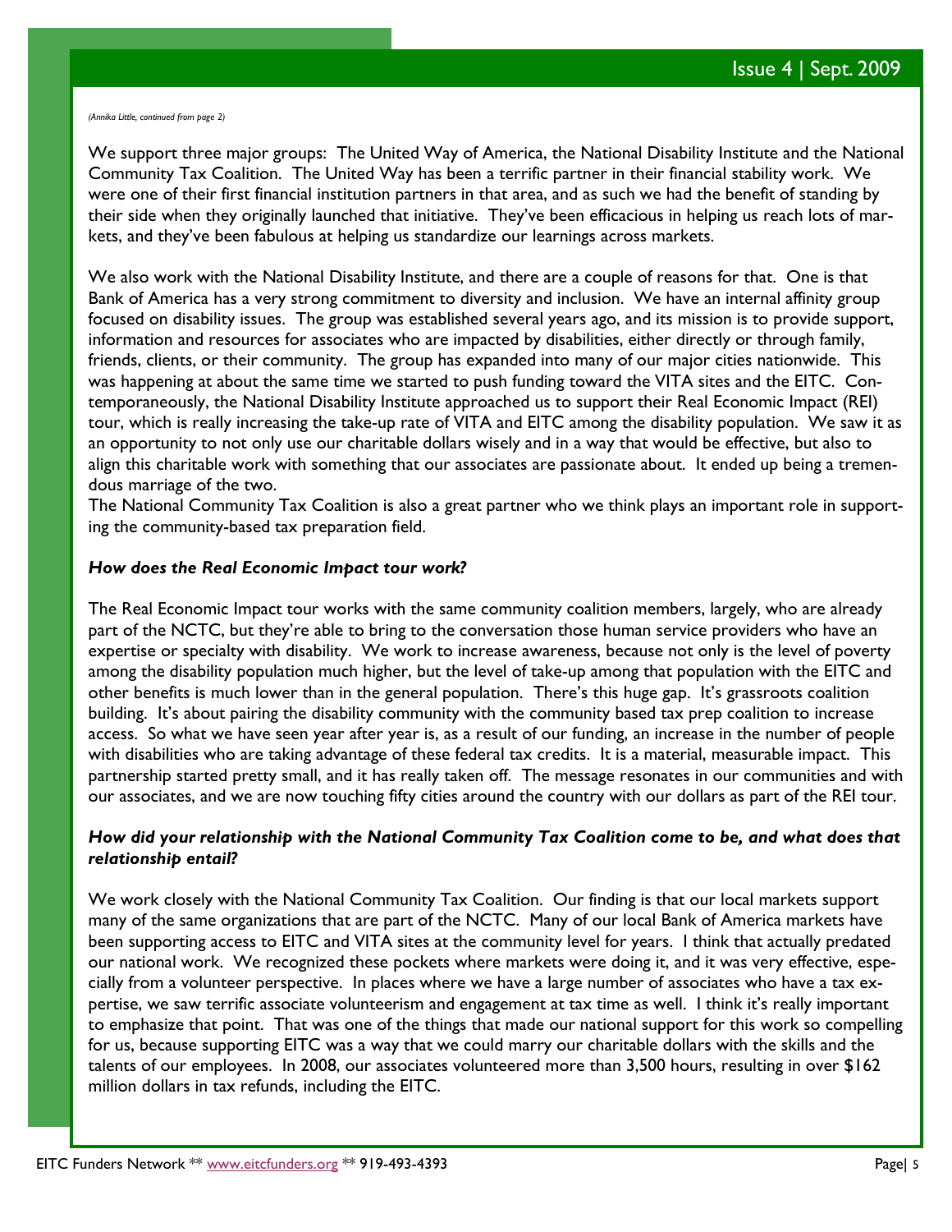*(Annika Little, continued from page 2)*

We support three major groups: The United Way of America, the National Disability Institute and the National Community Tax Coalition. The United Way has been a terrific partner in their financial stability work. We were one of their first financial institution partners in that area, and as such we had the benefit of standing by their side when they originally launched that initiative. They've been efficacious in helping us reach lots of markets, and they've been fabulous at helping us standardize our learnings across markets.

We also work with the National Disability Institute, and there are a couple of reasons for that. One is that Bank of America has a very strong commitment to diversity and inclusion. We have an internal affinity group focused on disability issues. The group was established several years ago, and its mission is to provide support, information and resources for associates who are impacted by disabilities, either directly or through family, friends, clients, or their community. The group has expanded into many of our major cities nationwide. This was happening at about the same time we started to push funding toward the VITA sites and the EITC. Contemporaneously, the National Disability Institute approached us to support their Real Economic Impact (REI) tour, which is really increasing the take-up rate of VITA and EITC among the disability population. We saw it as an opportunity to not only use our charitable dollars wisely and in a way that would be effective, but also to align this charitable work with something that our associates are passionate about. It ended up being a tremendous marriage of the two.

The National Community Tax Coalition is also a great partner who we think plays an important role in supporting the community-based tax preparation field.

***How does the Real Economic Impact tour work?***

The Real Economic Impact tour works with the same community coalition members, largely, who are already part of the NCTC, but they're able to bring to the conversation those human service providers who have an expertise or specialty with disability. We work to increase awareness, because not only is the level of poverty among the disability population much higher, but the level of take-up among that population with the EITC and other benefits is much lower than in the general population. There's this huge gap. It's grassroots coalition building. It's about pairing the disability community with the community based tax prep coalition to increase access. So what we have seen year after year is, as a result of our funding, an increase in the number of people with disabilities who are taking advantage of these federal tax credits. It is a material, measurable impact. This partnership started pretty small, and it has really taken off. The message resonates in our communities and with our associates, and we are now touching fifty cities around the country with our dollars as part of the REI tour.

***How did your relationship with the National Community Tax Coalition come to be, and what does that relationship entail?***

We work closely with the National Community Tax Coalition. Our finding is that our local markets support many of the same organizations that are part of the NCTC. Many of our local Bank of America markets have been supporting access to EITC and VITA sites at the community level for years. I think that actually predated our national work. We recognized these pockets where markets were doing it, and it was very effective, especially from a volunteer perspective. In places where we have a large number of associates who have a tax expertise, we saw terrific associate volunteerism and engagement at tax time as well. I think it's really important to emphasize that point. That was one of the things that made our national support for this work so compelling for us, because supporting EITC was a way that we could marry our charitable dollars with the skills and the talents of our employees. In 2008, our associates volunteered more than 3,500 hours, resulting in over $162 million dollars in tax refunds, including the EITC.